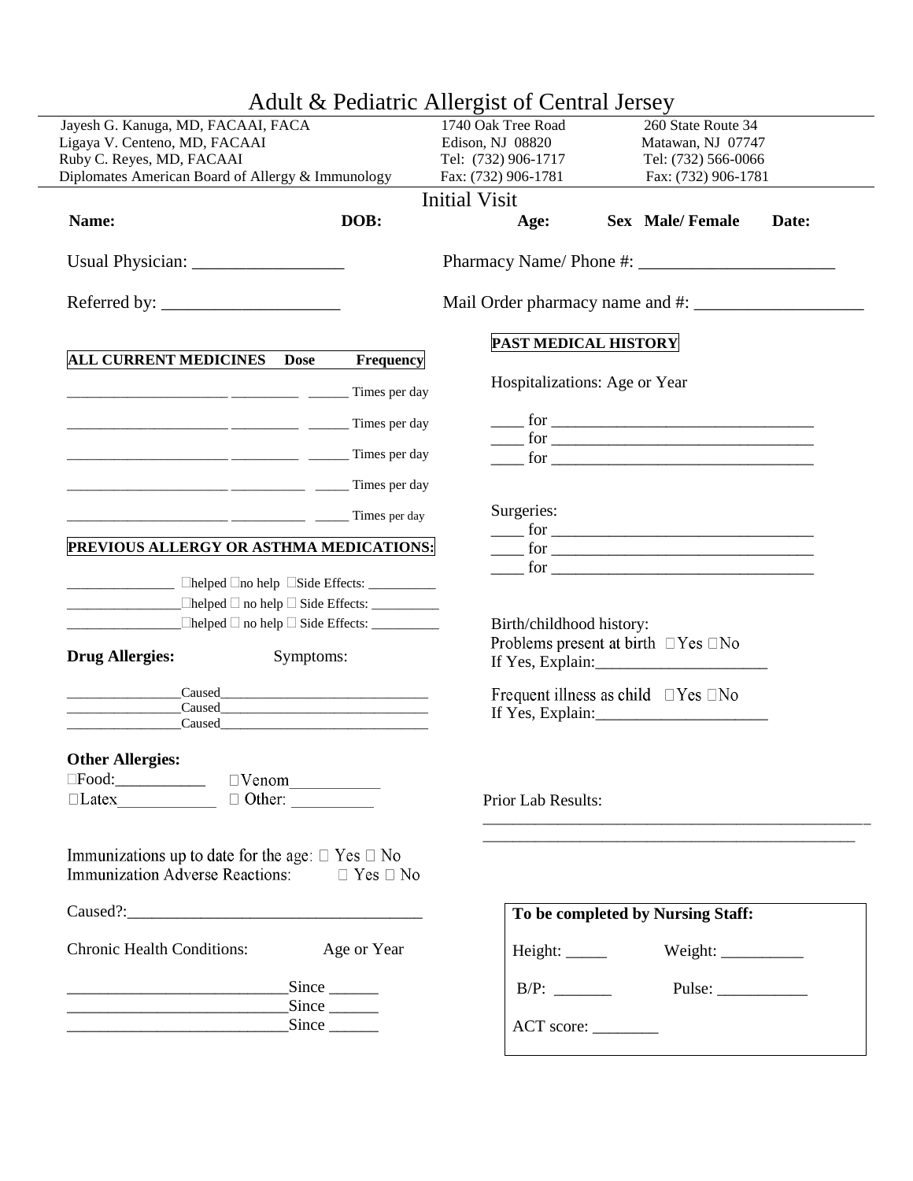# Adult & Pediatric Allergist of Central Jersey

Jayesh G. Kanuga, MD, FACAAI, FACA
Ligaya V. Centeno, MD, FACAAI
Ruby C. Reyes, MD, FACAAI
Diplomates American Board of Allergy & Immunology

1740 Oak Tree Road
Edison, NJ 08820
Tel: (732) 906-1717
Fax: (732) 906-1781

260 State Route 34
Matawan, NJ 07747
Tel: (732) 566-0066
Fax: (732) 906-1781

## Initial Visit

**Name:** **DOB:** **Age:** **Sex Male/ Female** **Date:**

Usual Physician: _________________

Pharmacy Name/ Phone #: ______________________

Referred by: ____________________

Mail Order pharmacy name and #: ___________________

**ALL CURRENT MEDICINES Dose Frequency**

______________________ _________ _____ Times per day
______________________ _________ _____ Times per day
______________________ _________ _____ Times per day
______________________ __________ _____ Times per day
______________________ __________ _____ Times per day

**PREVIOUS ALLERGY OR ASTHMA MEDICATIONS:**

_______________ ☐helped ☐no help ☐Side Effects: _________
________________☐helped ☐ no help ☐ Side Effects: _________
________________☐helped ☐ no help ☐ Side Effects: _________

**Drug Allergies:** Symptoms:

________________Caused_____________________________
________________Caused_____________________________
________________Caused_____________________________

**Other Allergies:**
☐Food:__________ ☐Venom__________
☐Latex___________ ☐ Other: __________

Immunizations up to date for the age: ☐ Yes ☐ No
Immunization Adverse Reactions: ☐ Yes ☐ No

Caused?:___________________________________

Chronic Health Conditions: Age or Year

__________________________Since ______
__________________________Since ______
__________________________Since ______

**PAST MEDICAL HISTORY**

Hospitalizations: Age or Year

____ for ________________________________
____ for ________________________________
____ for ________________________________

Surgeries:
____ for ________________________________
____ for ________________________________
____ for ________________________________

Birth/childhood history:
Problems present at birth ☐Yes ☐No
If Yes, Explain:____________________

Frequent illness as child ☐Yes ☐No
If Yes, Explain:____________________

Prior Lab Results:
______________________________________________
_____________________________________________

**To be completed by Nursing Staff:**

Height: _____ Weight: __________

B/P: _______ Pulse: ___________

ACT score: ________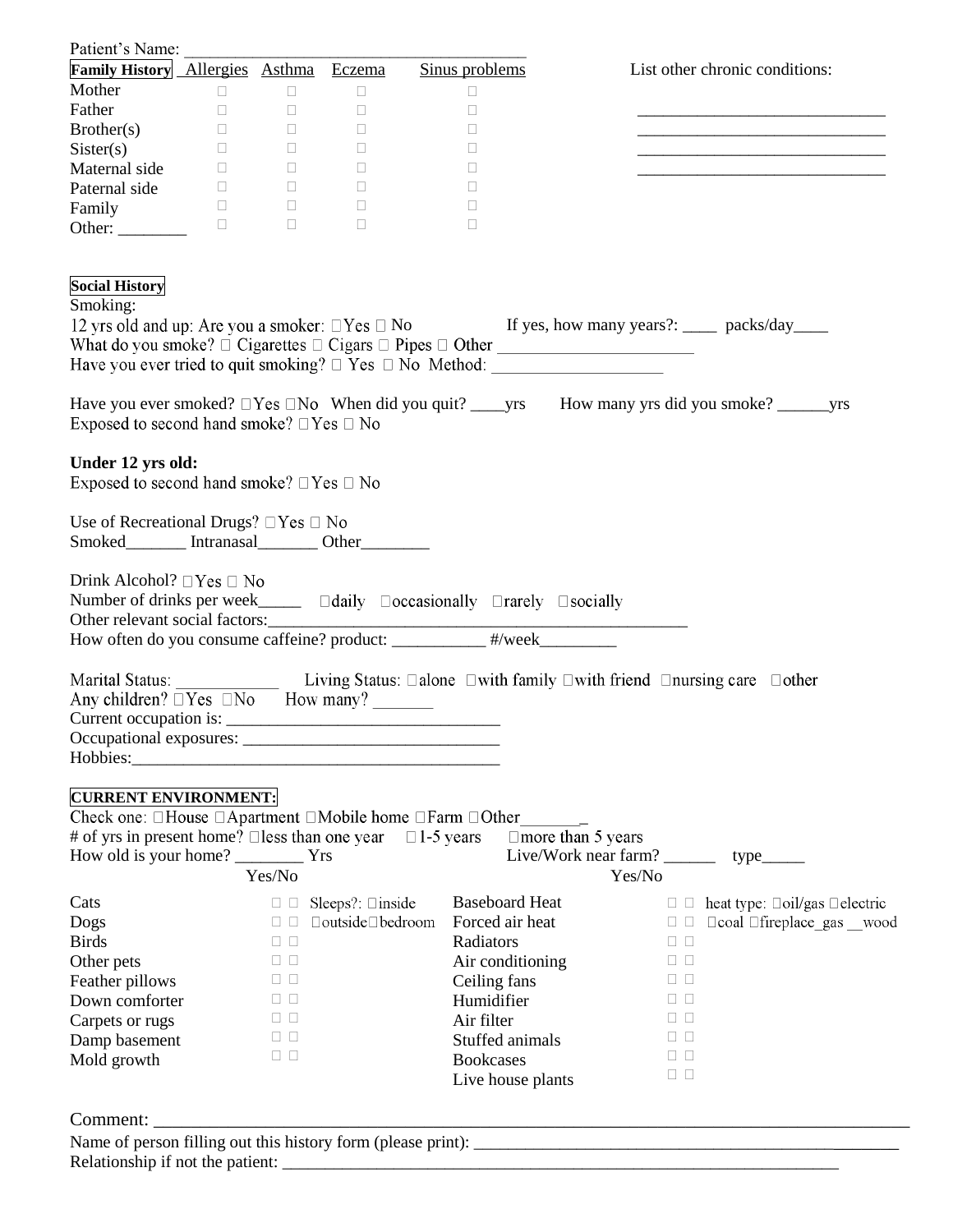Patient's Name: ______________________________________

| Family History | Allergies | Asthma | Eczema | Sinus problems |
|---|---|---|---|---|
| Mother | ☐ | ☐ | ☐ | ☐ |
| Father | ☐ | ☐ | ☐ | ☐ |
| Brother(s) | ☐ | ☐ | ☐ | ☐ |
| Sister(s) | ☐ | ☐ | ☐ | ☐ |
| Maternal side | ☐ | ☐ | ☐ | ☐ |
| Paternal side | ☐ | ☐ | ☐ | ☐ |
| Family | ☐ | ☐ | ☐ | ☐ |
| Other: ________ | ☐ | ☐ | ☐ | ☐ |

List other chronic conditions:

_____________________________

_____________________________

_____________________________

_____________________________

**Social History**

Smoking:

12 yrs old and up: Are you a smoker: ☐Yes ☐ No If yes, how many years?: ____ packs/day____

What do you smoke? ☐ Cigarettes ☐ Cigars ☐ Pipes ☐ Other ______________________

Have you ever tried to quit smoking? ☐ Yes ☐ No Method: ____________________

Have you ever smoked? ☐Yes ☐No When did you quit? ____yrs How many yrs did you smoke? ______yrs

Exposed to second hand smoke? ☐Yes ☐ No

**Under 12 yrs old:**

Exposed to second hand smoke? ☐Yes ☐ No

Use of Recreational Drugs? ☐Yes ☐ No

Smoked_______ Intranasal_______ Other________

Drink Alcohol? ☐Yes ☐ No

Number of drinks per week_____ ☐daily ☐occasionally ☐rarely ☐socially

Other relevant social factors:_______________________________________________

How often do you consume caffeine? product: ___________ #/week_________

Marital Status: ____________ Living Status: ☐alone ☐with family ☐with friend ☐nursing care ☐other

Any children? ☐Yes ☐No How many? _______

Current occupation is: ________________________________

Occupational exposures: ______________________________

Hobbies:___________________________________________

**CURRENT ENVIRONMENT:**

Check one: ☐House ☐Apartment ☐Mobile home ☐Farm ☐Other_______

# of yrs in present home? ☐less than one year ☐1-5 years ☐more than 5 years

How old is your home? ________ Yrs

Live/Work near farm? ______ type_____

| | Yes/No | | | Yes/No | |
|---|---|---|---|---|---|
| Cats | ☐ ☐ | Sleeps?: ☐inside | Baseboard Heat | ☐ ☐ | heat type: ☐oil/gas ☐electric |
| Dogs | ☐ ☐ | ☐outside☐bedroom | Forced air heat | ☐ ☐ | ☐coal ☐fireplace_gas __wood |
| Birds | ☐ ☐ | | Radiators | ☐ ☐ | |
| Other pets | ☐ ☐ | | Air conditioning | ☐ ☐ | |
| Feather pillows | ☐ ☐ | | Ceiling fans | ☐ ☐ | |
| Down comforter | ☐ ☐ | | Humidifier | ☐ ☐ | |
| Carpets or rugs | ☐ ☐ | | Air filter | ☐ ☐ | |
| Damp basement | ☐ ☐ | | Stuffed animals | ☐ ☐ | |
| Mold growth | ☐ ☐ | | Bookcases | ☐ ☐ | |
| | | | Live house plants | ☐ ☐ | |

Comment: ____________________________________________________________________________

Name of person filling out this history form (please print): ______________________________________________

Relationship if not the patient: ____________________________________________________________________